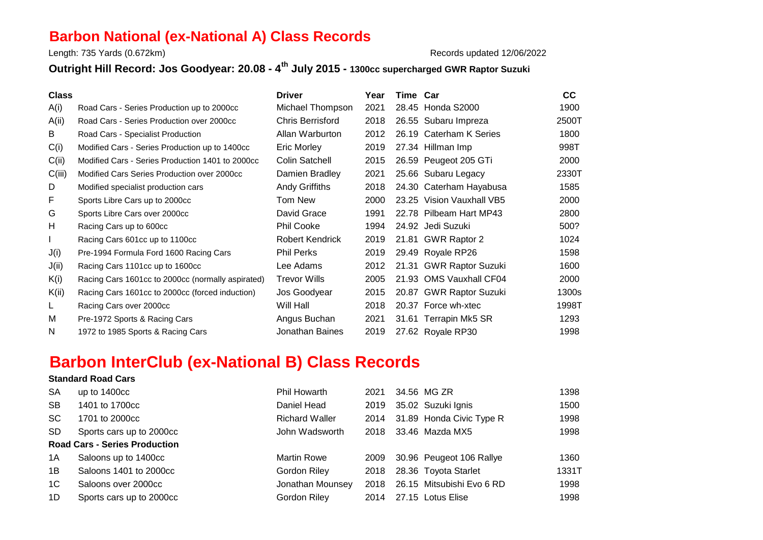# Barbon National (ex-National A) Class Records

Length: 735 Yards (0.672km)

Records updated 12/06/2022

**Outright Hill Record: Jos Goodyear: 20.08 - 4th July 2015 - 1300cc supercharged GWR Raptor Suzuki**

| Class | | Driver | Year | Time | Car | CC |
|---|---|---|---|---|---|---|
| A(i) | Road Cars - Series Production up to 2000cc | Michael Thompson | 2021 | 28.45 | Honda S2000 | 1900 |
| A(ii) | Road Cars - Series Production over 2000cc | Chris Berrisford | 2018 | 26.55 | Subaru Impreza | 2500T |
| B | Road Cars - Specialist Production | Allan Warburton | 2012 | 26.19 | Caterham K Series | 1800 |
| C(i) | Modified Cars - Series Production up to 1400cc | Eric Morley | 2019 | 27.34 | Hillman Imp | 998T |
| C(ii) | Modified Cars - Series Production 1401 to 2000cc | Colin Satchell | 2015 | 26.59 | Peugeot 205 GTi | 2000 |
| C(iii) | Modified Cars Series Production over 2000cc | Damien Bradley | 2021 | 25.66 | Subaru Legacy | 2330T |
| D | Modified specialist production cars | Andy Griffiths | 2018 | 24.30 | Caterham Hayabusa | 1585 |
| F | Sports Libre Cars up to 2000cc | Tom New | 2000 | 23.25 | Vision Vauxhall VB5 | 2000 |
| G | Sports Libre Cars over 2000cc | David Grace | 1991 | 22.78 | Pilbeam Hart MP43 | 2800 |
| H | Racing Cars up to 600cc | Phil Cooke | 1994 | 24.92 | Jedi Suzuki | 500? |
| I | Racing Cars 601cc up to 1100cc | Robert Kendrick | 2019 | 21.81 | GWR Raptor 2 | 1024 |
| J(i) | Pre-1994 Formula Ford 1600 Racing Cars | Phil Perks | 2019 | 29.49 | Royale RP26 | 1598 |
| J(ii) | Racing Cars 1101cc up to 1600cc | Lee Adams | 2012 | 21.31 | GWR Raptor Suzuki | 1600 |
| K(i) | Racing Cars 1601cc to 2000cc (normally aspirated) | Trevor Wills | 2005 | 21.93 | OMS Vauxhall CF04 | 2000 |
| K(ii) | Racing Cars 1601cc to 2000cc (forced induction) | Jos Goodyear | 2015 | 20.87 | GWR Raptor Suzuki | 1300s |
| L | Racing Cars over 2000cc | Will Hall | 2018 | 20.37 | Force wh-xtec | 1998T |
| M | Pre-1972 Sports & Racing Cars | Angus Buchan | 2021 | 31.61 | Terrapin Mk5 SR | 1293 |
| N | 1972 to 1985 Sports & Racing Cars | Jonathan Baines | 2019 | 27.62 | Royale RP30 | 1998 |

# Barbon InterClub (ex-National B) Class Records

| Class | | Driver | Year | Time | Car | CC |
|---|---|---|---|---|---|---|
| **Standard Road Cars** | | | | | | |
| SA | up to 1400cc | Phil Howarth | 2021 | 34.56 | MG ZR | 1398 |
| SB | 1401 to 1700cc | Daniel Head | 2019 | 35.02 | Suzuki Ignis | 1500 |
| SC | 1701 to 2000cc | Richard Waller | 2014 | 31.89 | Honda Civic Type R | 1998 |
| SD | Sports cars up to 2000cc | John Wadsworth | 2018 | 33.46 | Mazda MX5 | 1998 |
| **Road Cars - Series Production** | | | | | | |
| 1A | Saloons up to 1400cc | Martin Rowe | 2009 | 30.96 | Peugeot 106 Rallye | 1360 |
| 1B | Saloons 1401 to 2000cc | Gordon Riley | 2018 | 28.36 | Toyota Starlet | 1331T |
| 1C | Saloons over 2000cc | Jonathan Mounsey | 2018 | 26.15 | Mitsubishi Evo 6 RD | 1998 |
| 1D | Sports cars up to 2000cc | Gordon Riley | 2014 | 27.15 | Lotus Elise | 1998 |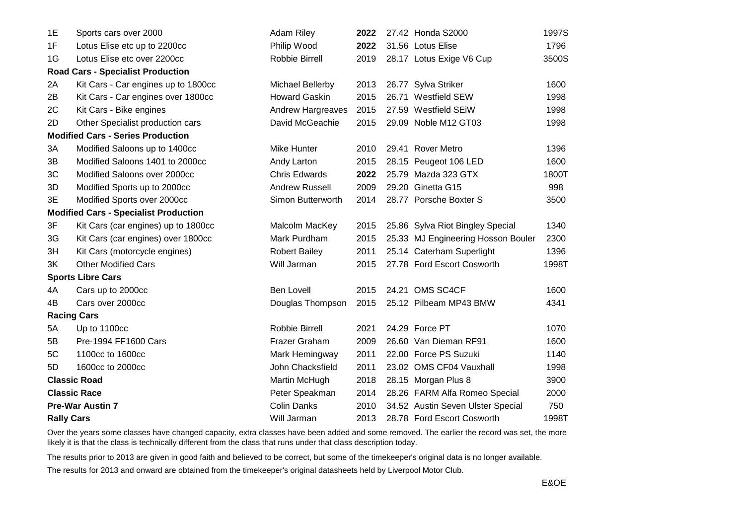| | | | | | | |
|---|---|---|---|---|---|---|
| 1E | Sports cars over 2000 | Adam Riley | **2022** | 27.42 | Honda S2000 | 1997S |
| 1F | Lotus Elise etc up to 2200cc | Philip Wood | **2022** | 31.56 | Lotus Elise | 1796 |
| 1G | Lotus Elise etc over 2200cc | Robbie Birrell | 2019 | 28.17 | Lotus Exige V6 Cup | 3500S |
| **Road Cars - Specialist Production** | | | | | | |
| 2A | Kit Cars - Car engines up to 1800cc | Michael Bellerby | 2013 | 26.77 | Sylva Striker | 1600 |
| 2B | Kit Cars - Car engines over 1800cc | Howard Gaskin | 2015 | 26.71 | Westfield SEW | 1998 |
| 2C | Kit Cars - Bike engines | Andrew Hargreaves | 2015 | 27.59 | Westfield SEiW | 1998 |
| 2D | Other Specialist production cars | David McGeachie | 2015 | 29.09 | Noble M12 GT03 | 1998 |
| **Modified Cars - Series Production** | | | | | | |
| 3A | Modified Saloons up to 1400cc | Mike Hunter | 2010 | 29.41 | Rover Metro | 1396 |
| 3B | Modified Saloons 1401 to 2000cc | Andy Larton | 2015 | 28.15 | Peugeot 106 LED | 1600 |
| 3C | Modified Saloons over 2000cc | Chris Edwards | **2022** | 25.79 | Mazda 323 GTX | 1800T |
| 3D | Modified Sports up to 2000cc | Andrew Russell | 2009 | 29.20 | Ginetta G15 | 998 |
| 3E | Modified Sports over 2000cc | Simon Butterworth | 2014 | 28.77 | Porsche Boxter S | 3500 |
| **Modified Cars - Specialist Production** | | | | | | |
| 3F | Kit Cars (car engines) up to 1800cc | Malcolm MacKey | 2015 | 25.86 | Sylva Riot Bingley Special | 1340 |
| 3G | Kit Cars (car engines) over 1800cc | Mark Purdham | 2015 | 25.33 | MJ Engineering Hosson Bouler | 2300 |
| 3H | Kit Cars (motorcycle engines) | Robert Bailey | 2011 | 25.14 | Caterham Superlight | 1396 |
| 3K | Other Modified Cars | Will Jarman | 2015 | 27.78 | Ford Escort Cosworth | 1998T |
| **Sports Libre Cars** | | | | | | |
| 4A | Cars up to 2000cc | Ben Lovell | 2015 | 24.21 | OMS SC4CF | 1600 |
| 4B | Cars over 2000cc | Douglas Thompson | 2015 | 25.12 | Pilbeam MP43 BMW | 4341 |
| **Racing Cars** | | | | | | |
| 5A | Up to 1100cc | Robbie Birrell | 2021 | 24.29 | Force PT | 1070 |
| 5B | Pre-1994 FF1600 Cars | Frazer Graham | 2009 | 26.60 | Van Dieman RF91 | 1600 |
| 5C | 1100cc to 1600cc | Mark Hemingway | 2011 | 22.00 | Force PS Suzuki | 1140 |
| 5D | 1600cc to 2000cc | John Chacksfield | 2011 | 23.02 | OMS CF04 Vauxhall | 1998 |
| **Classic Road** | | Martin McHugh | 2018 | 28.15 | Morgan Plus 8 | 3900 |
| **Classic Race** | | Peter Speakman | 2014 | 28.26 | FARM Alfa Romeo Special | 2000 |
| **Pre-War Austin 7** | | Colin Danks | 2010 | 34.52 | Austin Seven Ulster Special | 750 |
| **Rally Cars** | | Will Jarman | 2013 | 28.78 | Ford Escort Cosworth | 1998T |

Over the years some classes have changed capacity, extra classes have been added and some removed. The earlier the record was set, the more likely it is that the class is technically different from the class that runs under that class description today.

The results prior to 2013 are given in good faith and believed to be correct, but some of the timekeeper's original data is no longer available.

The results for 2013 and onward are obtained from the timekeeper's original datasheets held by Liverpool Motor Club.

E&OE